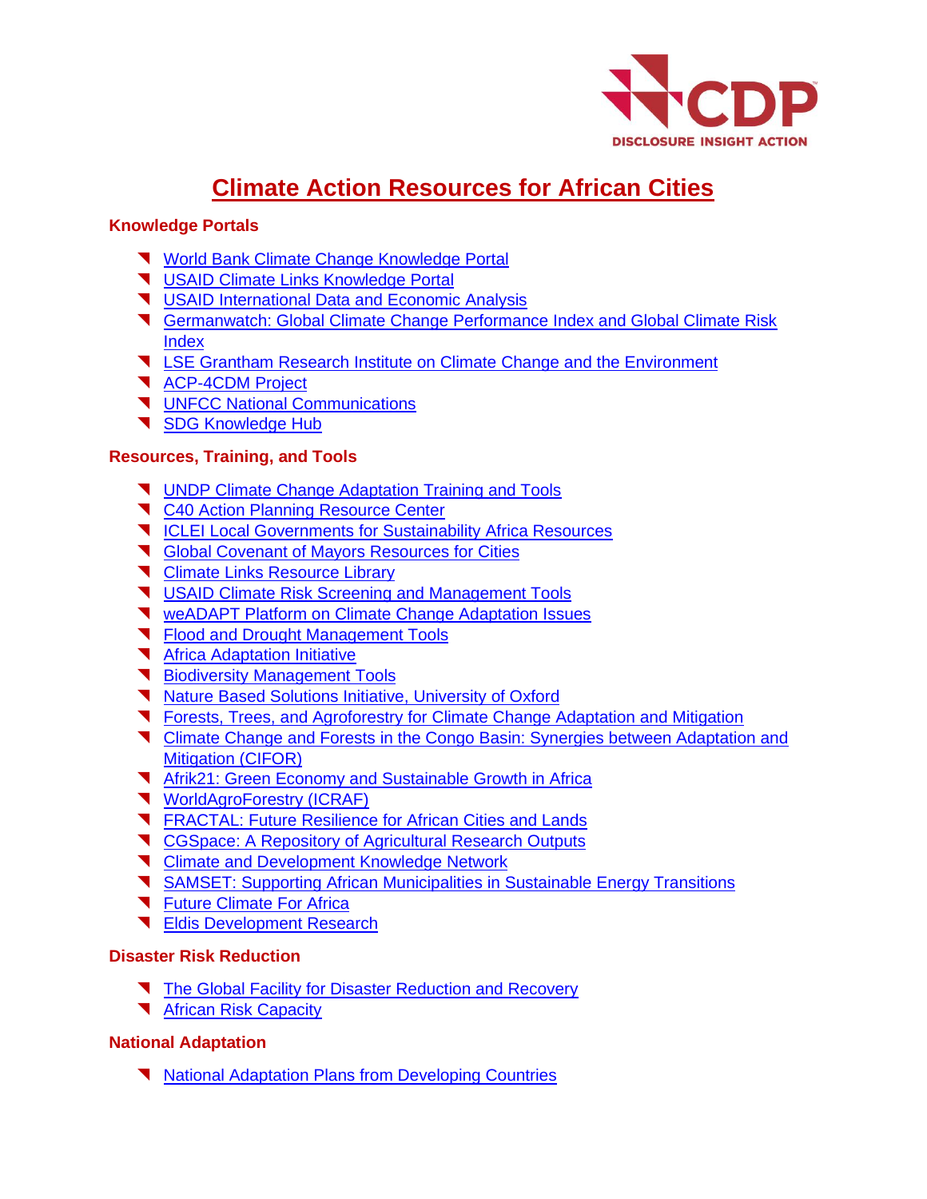# Climate Action Resources for African Cities

## Knowledge Portals

- World Bank Climate Change Knowledge Portal
- USAID Climate Links Knowledge Portal
- USAID International Data and Economic Analysis
- Germanwatch: Global Climate Change Performance Index and Global Climate Risk Index
- LSE Grantham Research Institute on Climate Change and the Environment
- ACP-4CDM Project
- UNFCC National Communications
- SDG Knowledge Hub

## Resources, Training, and Tools

- UNDP Climate Change Adaptation Training and Tools
- C40 Action Planning Resource Center
- ICLEI Local Governments for Sustainability Africa Resources
- Global Covenant of Mayors Resources for Cities
- Climate Links Resource Library
- USAID Climate Risk Screening and Management Tools
- weADAPT Platform on Climate Change Adaptation Issues
- Flood and Drought Management Tools
- Africa Adaptation Initiative
- Biodiversity Management Tools
- Nature Based Solutions Initiative, University of Oxford
- Forests, Trees, and Agroforestry for Climate Change Adaptation and Mitigation
- Climate Change and Forests in the Congo Basin: Synergies between Adaptation and Mitigation (CIFOR)
- Afrik21: Green Economy and Sustainable Growth in Africa
- WorldAgroForestry (ICRAF)
- FRACTAL: Future Resilience for African Cities and Lands
- CGSpace: A Repository of Agricultural Research Outputs
- Climate and Development Knowledge Network
- SAMSET: Supporting African Municipalities in Sustainable Energy Transitions
- Future Climate For Africa
- Eldis Development Research

## Disaster Risk Reduction

- The Global Facility for Disaster Reduction and Recovery
- African Risk Capacity

## National Adaptation

- National Adaptation Plans from Developing Countries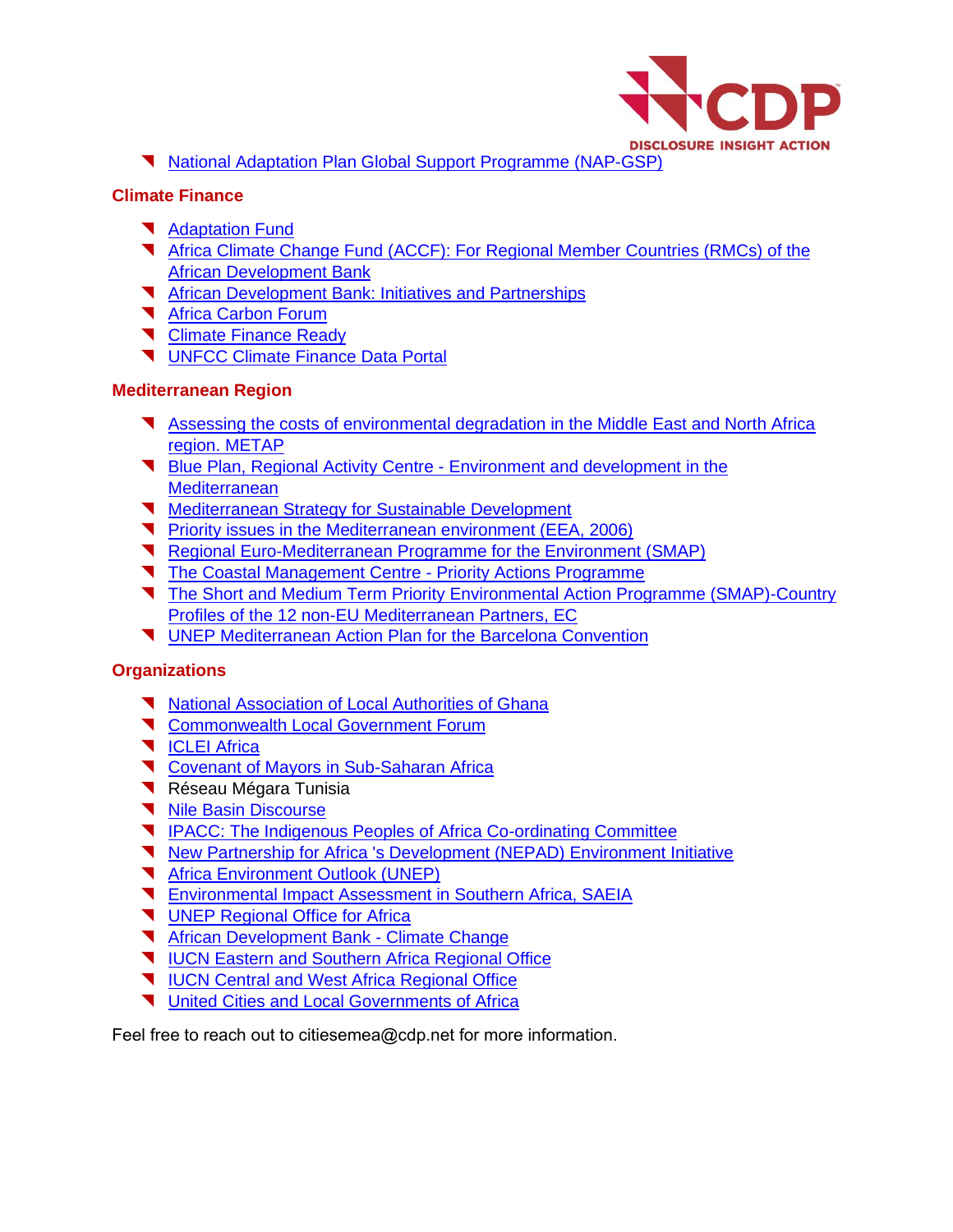- National Adaptation Plan Global Support Programme (NAP-GSP)

## Climate Finance

- Adaptation Fund
- Africa Climate Change Fund (ACCF): For Regional Member Countries (RMCs) of the African Development Bank
- African Development Bank: Initiatives and Partnerships
- Africa Carbon Forum
- Climate Finance Ready
- UNFCC Climate Finance Data Portal

## Mediterranean Region

- Assessing the costs of environmental degradation in the Middle East and North Africa region. METAP
- Blue Plan, Regional Activity Centre - Environment and development in the Mediterranean
- Mediterranean Strategy for Sustainable Development
- Priority issues in the Mediterranean environment (EEA, 2006)
- Regional Euro-Mediterranean Programme for the Environment (SMAP)
- The Coastal Management Centre - Priority Actions Programme
- The Short and Medium Term Priority Environmental Action Programme (SMAP)-Country Profiles of the 12 non-EU Mediterranean Partners, EC
- UNEP Mediterranean Action Plan for the Barcelona Convention

## Organizations

- National Association of Local Authorities of Ghana
- Commonwealth Local Government Forum
- ICLEI Africa
- Covenant of Mayors in Sub-Saharan Africa
- Réseau Mégara Tunisia
- Nile Basin Discourse
- IPACC: The Indigenous Peoples of Africa Co-ordinating Committee
- New Partnership for Africa 's Development (NEPAD) Environment Initiative
- Africa Environment Outlook (UNEP)
- Environmental Impact Assessment in Southern Africa, SAEIA
- UNEP Regional Office for Africa
- African Development Bank - Climate Change
- IUCN Eastern and Southern Africa Regional Office
- IUCN Central and West Africa Regional Office
- United Cities and Local Governments of Africa

Feel free to reach out to citiesemea@cdp.net for more information.